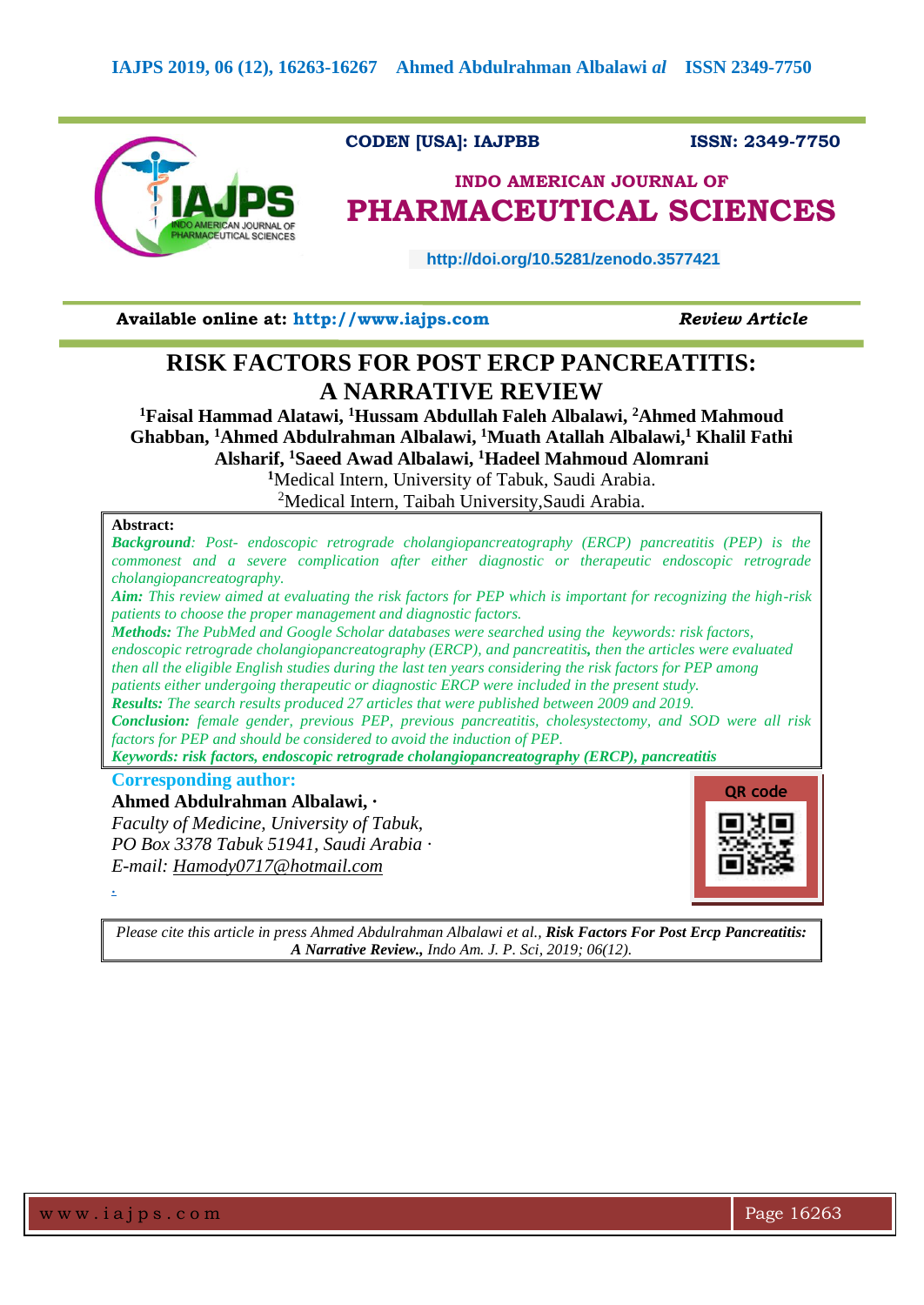CODEN [USA]: IAJPBB ISSN: 2349-7750

**INDO AMERICAN JOURNAL OF**
**PHARMACEUTICAL SCIENCES**

http://doi.org/10.5281/zenodo.3577421

**Available online at: http://www.iajps.com** ***Review Article***

# RISK FACTORS FOR POST ERCP PANCREATITIS: A NARRATIVE REVIEW

**[1]Faisal Hammad Alatawi, [1]Hussam Abdullah Faleh Albalawi, [2]Ahmed Mahmoud Ghabban, [1]Ahmed Abdulrahman Albalawi, [1]Muath Atallah Albalawi,[1] Khalil Fathi Alsharif, [1]Saeed Awad Albalawi, [1]Hadeel Mahmoud Alomrani**

[1]Medical Intern, University of Tabuk, Saudi Arabia.

[2]Medical Intern, Taibah University,Saudi Arabia.

**Abstract:**

***Background****: Post- endoscopic retrograde cholangiopancreatography (ERCP) pancreatitis (PEP) is the commonest and a severe complication after either diagnostic or therapeutic endoscopic retrograde cholangiopancreatography.*

***Aim:*** *This review aimed at evaluating the risk factors for PEP which is important for recognizing the high-risk patients to choose the proper management and diagnostic factors.*

***Methods:*** *The PubMed and Google Scholar databases were searched using the keywords: risk factors, endoscopic retrograde cholangiopancreatography (ERCP), and pancreatitis****,*** *then the articles were evaluated then all the eligible English studies during the last ten years considering the risk factors for PEP among patients either undergoing therapeutic or diagnostic ERCP were included in the present study.*

***Results:*** *The search results produced 27 articles that were published between 2009 and 2019.*

***Conclusion:*** *female gender, previous PEP, previous pancreatitis, cholesystectomy, and SOD were all risk factors for PEP and should be considered to avoid the induction of PEP.*

***Keywords: risk factors, endoscopic retrograde cholangiopancreatography (ERCP), pancreatitis***

**Corresponding author:**

**Ahmed Abdulrahman Albalawi, ·**

*Faculty of Medicine, University of Tabuk,*
*PO Box 3378 Tabuk 51941, Saudi Arabia ·*
*E-mail: Hamody0717@hotmail.com*

QR code

*Please cite this article in press Ahmed Abdulrahman Albalawi et al.,* ***Risk Factors For Post Ercp Pancreatitis: A Narrative Review.,*** *Indo Am. J. P. Sci, 2019; 06(12).*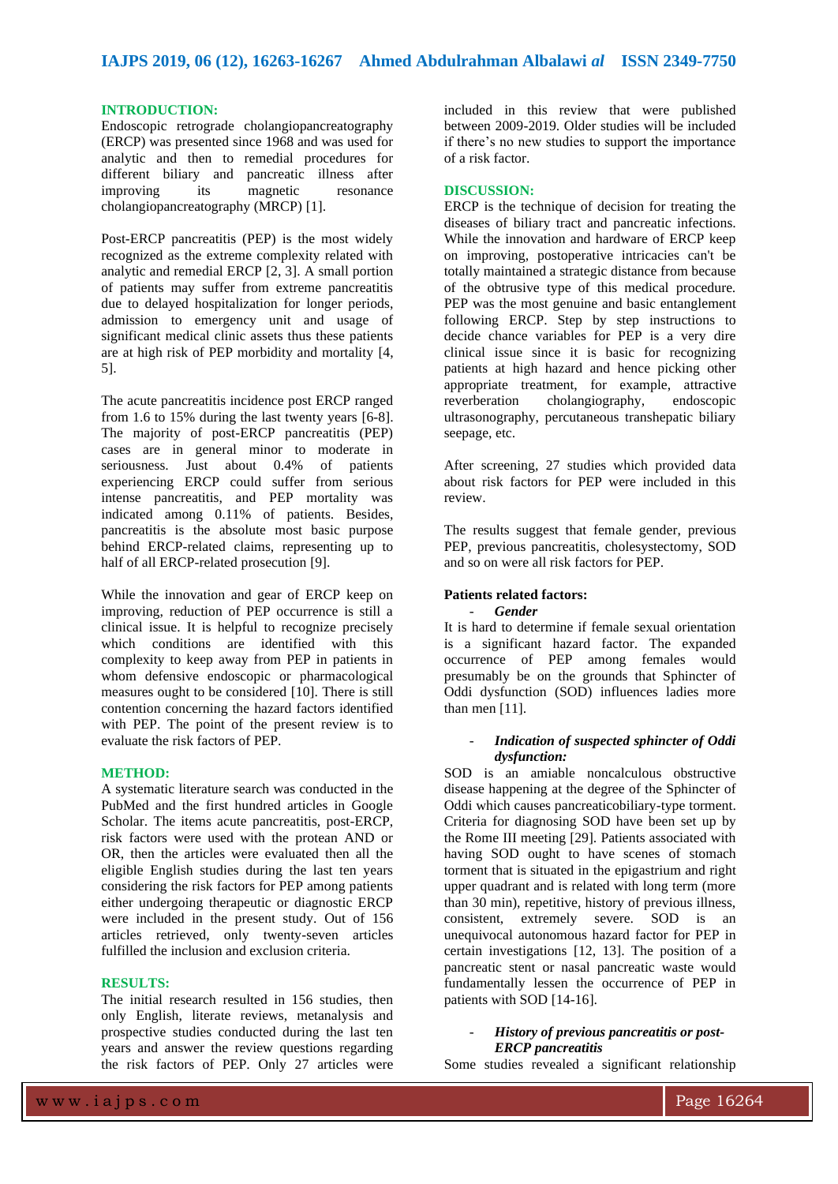## INTRODUCTION:

Endoscopic retrograde cholangiopancreatography (ERCP) was presented since 1968 and was used for analytic and then to remedial procedures for different biliary and pancreatic illness after improving its magnetic resonance cholangiopancreatography (MRCP) [1].

Post-ERCP pancreatitis (PEP) is the most widely recognized as the extreme complexity related with analytic and remedial ERCP [2, 3]. A small portion of patients may suffer from extreme pancreatitis due to delayed hospitalization for longer periods, admission to emergency unit and usage of significant medical clinic assets thus these patients are at high risk of PEP morbidity and mortality [4, 5].

The acute pancreatitis incidence post ERCP ranged from 1.6 to 15% during the last twenty years [6-8]. The majority of post-ERCP pancreatitis (PEP) cases are in general minor to moderate in seriousness. Just about 0.4% of patients experiencing ERCP could suffer from serious intense pancreatitis, and PEP mortality was indicated among 0.11% of patients. Besides, pancreatitis is the absolute most basic purpose behind ERCP-related claims, representing up to half of all ERCP-related prosecution [9].

While the innovation and gear of ERCP keep on improving, reduction of PEP occurrence is still a clinical issue. It is helpful to recognize precisely which conditions are identified with this complexity to keep away from PEP in patients in whom defensive endoscopic or pharmacological measures ought to be considered [10]. There is still contention concerning the hazard factors identified with PEP. The point of the present review is to evaluate the risk factors of PEP.

## METHOD:

A systematic literature search was conducted in the PubMed and the first hundred articles in Google Scholar. The items acute pancreatitis, post-ERCP, risk factors were used with the protean AND or OR, then the articles were evaluated then all the eligible English studies during the last ten years considering the risk factors for PEP among patients either undergoing therapeutic or diagnostic ERCP were included in the present study. Out of 156 articles retrieved, only twenty-seven articles fulfilled the inclusion and exclusion criteria.

## RESULTS:

The initial research resulted in 156 studies, then only English, literate reviews, metanalysis and prospective studies conducted during the last ten years and answer the review questions regarding the risk factors of PEP. Only 27 articles were included in this review that were published between 2009-2019. Older studies will be included if there's no new studies to support the importance of a risk factor.

## DISCUSSION:

ERCP is the technique of decision for treating the diseases of biliary tract and pancreatic infections. While the innovation and hardware of ERCP keep on improving, postoperative intricacies can't be totally maintained a strategic distance from because of the obtrusive type of this medical procedure. PEP was the most genuine and basic entanglement following ERCP. Step by step instructions to decide chance variables for PEP is a very dire clinical issue since it is basic for recognizing patients at high hazard and hence picking other appropriate treatment, for example, attractive reverberation cholangiography, endoscopic ultrasonography, percutaneous transhepatic biliary seepage, etc.

After screening, 27 studies which provided data about risk factors for PEP were included in this review.

The results suggest that female gender, previous PEP, previous pancreatitis, cholesystectomy, SOD and so on were all risk factors for PEP.

### Patients related factors:

- ***Gender***

It is hard to determine if female sexual orientation is a significant hazard factor. The expanded occurrence of PEP among females would presumably be on the grounds that Sphincter of Oddi dysfunction (SOD) influences ladies more than men [11].

- ***Indication of suspected sphincter of Oddi dysfunction:***

SOD is an amiable noncalculous obstructive disease happening at the degree of the Sphincter of Oddi which causes pancreaticobiliary-type torment. Criteria for diagnosing SOD have been set up by the Rome III meeting [29]. Patients associated with having SOD ought to have scenes of stomach torment that is situated in the epigastrium and right upper quadrant and is related with long term (more than 30 min), repetitive, history of previous illness, consistent, extremely severe. SOD is an unequivocal autonomous hazard factor for PEP in certain investigations [12, 13]. The position of a pancreatic stent or nasal pancreatic waste would fundamentally lessen the occurrence of PEP in patients with SOD [14-16].

- ***History of previous pancreatitis or post-ERCP pancreatitis***

Some studies revealed a significant relationship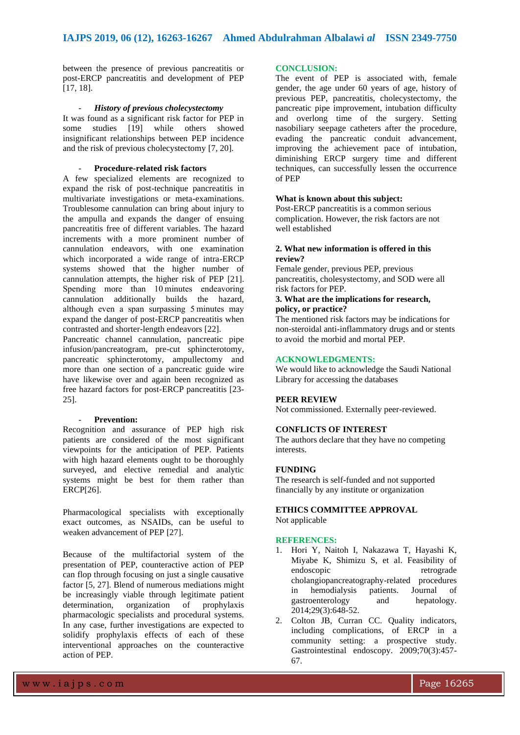between the presence of previous pancreatitis or post-ERCP pancreatitis and development of PEP [17, 18].

- ***History of previous cholecystectomy***

It was found as a significant risk factor for PEP in some studies [19] while others showed insignificant relationships between PEP incidence and the risk of previous cholecystectomy [7, 20].

- **Procedure-related risk factors**

A few specialized elements are recognized to expand the risk of post-technique pancreatitis in multivariate investigations or meta-examinations. Troublesome cannulation can bring about injury to the ampulla and expands the danger of ensuing pancreatitis free of different variables. The hazard increments with a more prominent number of cannulation endeavors, with one examination which incorporated a wide range of intra-ERCP systems showed that the higher number of cannulation attempts, the higher risk of PEP [21]. Spending more than 10 minutes endeavoring cannulation additionally builds the hazard, although even a span surpassing 5 minutes may expand the danger of post-ERCP pancreatitis when contrasted and shorter-length endeavors [22].

Pancreatic channel cannulation, pancreatic pipe infusion/pancreatogram, pre-cut sphincterotomy, pancreatic sphincterotomy, ampullectomy and more than one section of a pancreatic guide wire have likewise over and again been recognized as free hazard factors for post-ERCP pancreatitis [23-25].

- **Prevention:**

Recognition and assurance of PEP high risk patients are considered of the most significant viewpoints for the anticipation of PEP. Patients with high hazard elements ought to be thoroughly surveyed, and elective remedial and analytic systems might be best for them rather than ERCP[26].

Pharmacological specialists with exceptionally exact outcomes, as NSAIDs, can be useful to weaken advancement of PEP [27].

Because of the multifactorial system of the presentation of PEP, counteractive action of PEP can flop through focusing on just a single causative factor [5, 27]. Blend of numerous mediations might be increasingly viable through legitimate patient determination, organization of prophylaxis pharmacologic specialists and procedural systems. In any case, further investigations are expected to solidify prophylaxis effects of each of these interventional approaches on the counteractive action of PEP.

## CONCLUSION:

The event of PEP is associated with, female gender, the age under 60 years of age, history of previous PEP, pancreatitis, cholecystectomy, the pancreatic pipe improvement, intubation difficulty and overlong time of the surgery. Setting nasobiliary seepage catheters after the procedure, evading the pancreatic conduit advancement, improving the achievement pace of intubation, diminishing ERCP surgery time and different techniques, can successfully lessen the occurrence of PEP

**What is known about this subject:**

Post-ERCP pancreatitis is a common serious complication. However, the risk factors are not well established

**2. What new information is offered in this review?**

Female gender, previous PEP, previous pancreatitis, cholesystectomy, and SOD were all risk factors for PEP.

**3. What are the implications for research, policy, or practice?**

The mentioned risk factors may be indications for non-steroidal anti-inflammatory drugs and or stents to avoid the morbid and mortal PEP.

## ACKNOWLEDGMENTS:

We would like to acknowledge the Saudi National Library for accessing the databases

## PEER REVIEW

Not commissioned. Externally peer-reviewed.

## CONFLICTS OF INTEREST

The authors declare that they have no competing interests.

## FUNDING

The research is self-funded and not supported financially by any institute or organization

## ETHICS COMMITTEE APPROVAL

Not applicable

## REFERENCES:

1. Hori Y, Naitoh I, Nakazawa T, Hayashi K, Miyabe K, Shimizu S, et al. Feasibility of endoscopic retrograde cholangiopancreatography-related procedures in hemodialysis patients. Journal of gastroenterology and hepatology. 2014;29(3):648-52.
2. Colton JB, Curran CC. Quality indicators, including complications, of ERCP in a community setting: a prospective study. Gastrointestinal endoscopy. 2009;70(3):457-67.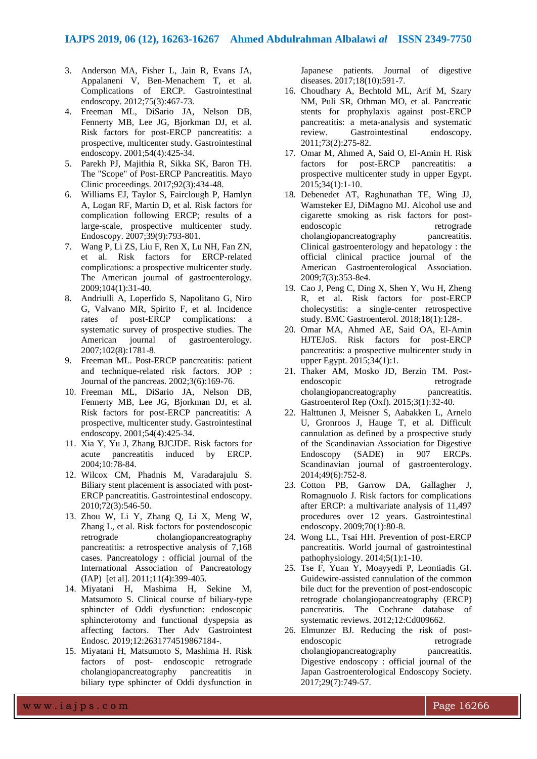3. Anderson MA, Fisher L, Jain R, Evans JA, Appalaneni V, Ben-Menachem T, et al. Complications of ERCP. Gastrointestinal endoscopy. 2012;75(3):467-73.
4. Freeman ML, DiSario JA, Nelson DB, Fennerty MB, Lee JG, Bjorkman DJ, et al. Risk factors for post-ERCP pancreatitis: a prospective, multicenter study. Gastrointestinal endoscopy. 2001;54(4):425-34.
5. Parekh PJ, Majithia R, Sikka SK, Baron TH. The "Scope" of Post-ERCP Pancreatitis. Mayo Clinic proceedings. 2017;92(3):434-48.
6. Williams EJ, Taylor S, Fairclough P, Hamlyn A, Logan RF, Martin D, et al. Risk factors for complication following ERCP; results of a large-scale, prospective multicenter study. Endoscopy. 2007;39(9):793-801.
7. Wang P, Li ZS, Liu F, Ren X, Lu NH, Fan ZN, et al. Risk factors for ERCP-related complications: a prospective multicenter study. The American journal of gastroenterology. 2009;104(1):31-40.
8. Andriulli A, Loperfido S, Napolitano G, Niro G, Valvano MR, Spirito F, et al. Incidence rates of post-ERCP complications: a systematic survey of prospective studies. The American journal of gastroenterology. 2007;102(8):1781-8.
9. Freeman ML. Post-ERCP pancreatitis: patient and technique-related risk factors. JOP : Journal of the pancreas. 2002;3(6):169-76.
10. Freeman ML, DiSario JA, Nelson DB, Fennerty MB, Lee JG, Bjorkman DJ, et al. Risk factors for post-ERCP pancreatitis: A prospective, multicenter study. Gastrointestinal endoscopy. 2001;54(4):425-34.
11. Xia Y, Yu J, Zhang BJCJDE. Risk factors for acute pancreatitis induced by ERCP. 2004;10:78-84.
12. Wilcox CM, Phadnis M, Varadarajulu S. Biliary stent placement is associated with post-ERCP pancreatitis. Gastrointestinal endoscopy. 2010;72(3):546-50.
13. Zhou W, Li Y, Zhang Q, Li X, Meng W, Zhang L, et al. Risk factors for postendoscopic retrograde cholangiopancreatography pancreatitis: a retrospective analysis of 7,168 cases. Pancreatology : official journal of the International Association of Pancreatology (IAP) [et al]. 2011;11(4):399-405.
14. Miyatani H, Mashima H, Sekine M, Matsumoto S. Clinical course of biliary-type sphincter of Oddi dysfunction: endoscopic sphincterotomy and functional dyspepsia as affecting factors. Ther Adv Gastrointest Endosc. 2019;12:2631774519867184-.
15. Miyatani H, Matsumoto S, Mashima H. Risk factors of post- endoscopic retrograde cholangiopancreatography pancreatitis in biliary type sphincter of Oddi dysfunction in Japanese patients. Journal of digestive diseases. 2017;18(10):591-7.
16. Choudhary A, Bechtold ML, Arif M, Szary NM, Puli SR, Othman MO, et al. Pancreatic stents for prophylaxis against post-ERCP pancreatitis: a meta-analysis and systematic review. Gastrointestinal endoscopy. 2011;73(2):275-82.
17. Omar M, Ahmed A, Said O, El-Amin H. Risk factors for post-ERCP pancreatitis: a prospective multicenter study in upper Egypt. 2015;34(1):1-10.
18. Debenedet AT, Raghunathan TE, Wing JJ, Wamsteker EJ, DiMagno MJ. Alcohol use and cigarette smoking as risk factors for post-endoscopic retrograde cholangiopancreatography pancreatitis. Clinical gastroenterology and hepatology : the official clinical practice journal of the American Gastroenterological Association. 2009;7(3):353-8e4.
19. Cao J, Peng C, Ding X, Shen Y, Wu H, Zheng R, et al. Risk factors for post-ERCP cholecystitis: a single-center retrospective study. BMC Gastroenterol. 2018;18(1):128-.
20. Omar MA, Ahmed AE, Said OA, El-Amin HJTEJoS. Risk factors for post-ERCP pancreatitis: a prospective multicenter study in upper Egypt. 2015;34(1):1.
21. Thaker AM, Mosko JD, Berzin TM. Post-endoscopic retrograde cholangiopancreatography pancreatitis. Gastroenterol Rep (Oxf). 2015;3(1):32-40.
22. Halttunen J, Meisner S, Aabakken L, Arnelo U, Gronroos J, Hauge T, et al. Difficult cannulation as defined by a prospective study of the Scandinavian Association for Digestive Endoscopy (SADE) in 907 ERCPs. Scandinavian journal of gastroenterology. 2014;49(6):752-8.
23. Cotton PB, Garrow DA, Gallagher J, Romagnuolo J. Risk factors for complications after ERCP: a multivariate analysis of 11,497 procedures over 12 years. Gastrointestinal endoscopy. 2009;70(1):80-8.
24. Wong LL, Tsai HH. Prevention of post-ERCP pancreatitis. World journal of gastrointestinal pathophysiology. 2014;5(1):1-10.
25. Tse F, Yuan Y, Moayyedi P, Leontiadis GI. Guidewire-assisted cannulation of the common bile duct for the prevention of post-endoscopic retrograde cholangiopancreatography (ERCP) pancreatitis. The Cochrane database of systematic reviews. 2012;12:Cd009662.
26. Elmunzer BJ. Reducing the risk of post-endoscopic retrograde cholangiopancreatography pancreatitis. Digestive endoscopy : official journal of the Japan Gastroenterological Endoscopy Society. 2017;29(7):749-57.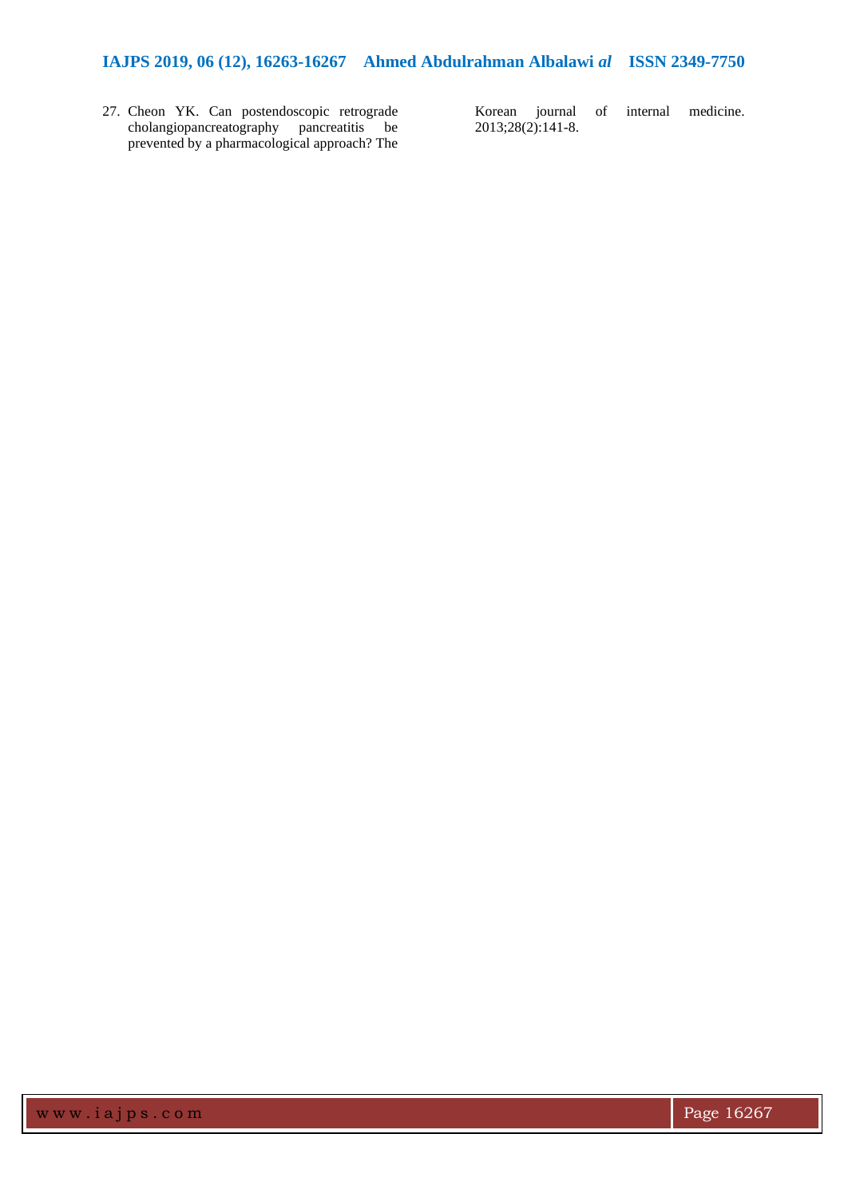27. Cheon YK. Can postendoscopic retrograde cholangiopancreatography pancreatitis be prevented by a pharmacological approach? The Korean journal of internal medicine. 2013;28(2):141-8.